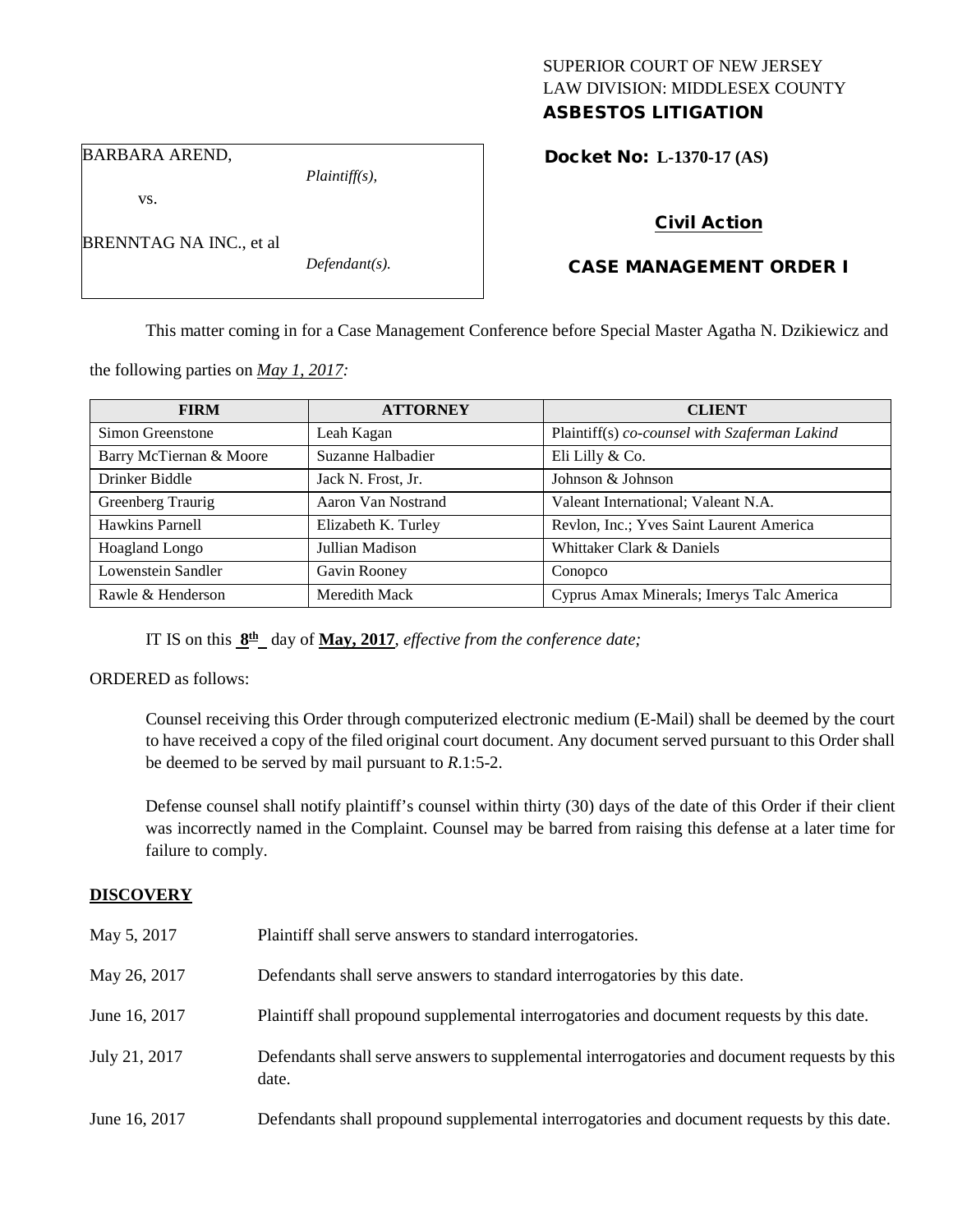SUPERIOR COURT OF NEW JERSEY
LAW DIVISION: MIDDLESEX COUNTY
**ASBESTOS LITIGATION**

BARBARA AREND,
*Plaintiff(s),*

vs.

BRENNTAG NA INC., et al
*Defendant(s).*

**Docket No: L-1370-17 (AS)**

**Civil Action**

**CASE MANAGEMENT ORDER I**

This matter coming in for a Case Management Conference before Special Master Agatha N. Dzikiewicz and the following parties on *May 1, 2017:*

| FIRM | ATTORNEY | CLIENT |
|---|---|---|
| Simon Greenstone | Leah Kagan | Plaintiff(s) *co-counsel with Szaferman Lakind* |
| Barry McTiernan & Moore | Suzanne Halbadier | Eli Lilly & Co. |
| Drinker Biddle | Jack N. Frost, Jr. | Johnson & Johnson |
| Greenberg Traurig | Aaron Van Nostrand | Valeant International; Valeant N.A. |
| Hawkins Parnell | Elizabeth K. Turley | Revlon, Inc.; Yves Saint Laurent America |
| Hoagland Longo | Jullian Madison | Whittaker Clark & Daniels |
| Lowenstein Sandler | Gavin Rooney | Conopco |
| Rawle & Henderson | Meredith Mack | Cyprus Amax Minerals; Imerys Talc America |

IT IS on this **8th** day of **May, 2017**, *effective from the conference date;*

ORDERED as follows:

Counsel receiving this Order through computerized electronic medium (E-Mail) shall be deemed by the court to have received a copy of the filed original court document. Any document served pursuant to this Order shall be deemed to be served by mail pursuant to *R*.1:5-2.

Defense counsel shall notify plaintiff's counsel within thirty (30) days of the date of this Order if their client was incorrectly named in the Complaint. Counsel may be barred from raising this defense at a later time for failure to comply.

**DISCOVERY**

| | |
|---|---|
| May 5, 2017 | Plaintiff shall serve answers to standard interrogatories. |
| May 26, 2017 | Defendants shall serve answers to standard interrogatories by this date. |
| June 16, 2017 | Plaintiff shall propound supplemental interrogatories and document requests by this date. |
| July 21, 2017 | Defendants shall serve answers to supplemental interrogatories and document requests by this date. |
| June 16, 2017 | Defendants shall propound supplemental interrogatories and document requests by this date. |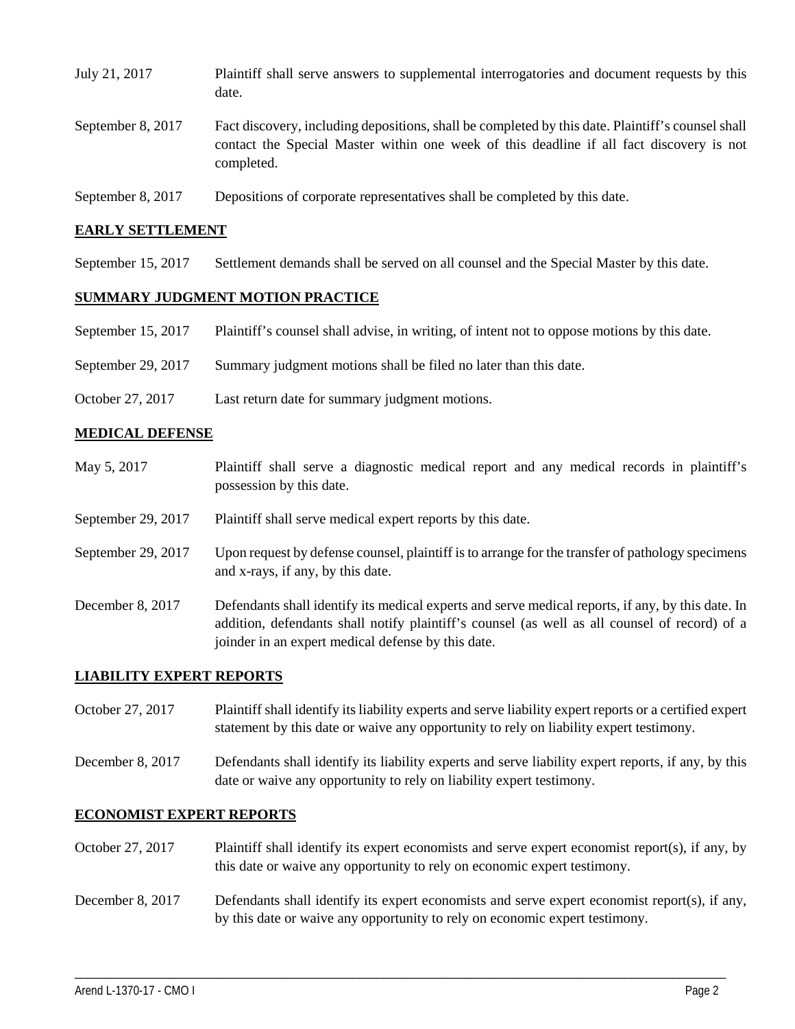| | |
|---|---|
| July 21, 2017 | Plaintiff shall serve answers to supplemental interrogatories and document requests by this date. |
| September 8, 2017 | Fact discovery, including depositions, shall be completed by this date. Plaintiff's counsel shall contact the Special Master within one week of this deadline if all fact discovery is not completed. |
| September 8, 2017 | Depositions of corporate representatives shall be completed by this date. |

## EARLY SETTLEMENT

| | |
|---|---|
| September 15, 2017 | Settlement demands shall be served on all counsel and the Special Master by this date. |

## SUMMARY JUDGMENT MOTION PRACTICE

| | |
|---|---|
| September 15, 2017 | Plaintiff's counsel shall advise, in writing, of intent not to oppose motions by this date. |
| September 29, 2017 | Summary judgment motions shall be filed no later than this date. |
| October 27, 2017 | Last return date for summary judgment motions. |

## MEDICAL DEFENSE

| | |
|---|---|
| May 5, 2017 | Plaintiff shall serve a diagnostic medical report and any medical records in plaintiff's possession by this date. |
| September 29, 2017 | Plaintiff shall serve medical expert reports by this date. |
| September 29, 2017 | Upon request by defense counsel, plaintiff is to arrange for the transfer of pathology specimens and x-rays, if any, by this date. |
| December 8, 2017 | Defendants shall identify its medical experts and serve medical reports, if any, by this date. In addition, defendants shall notify plaintiff's counsel (as well as all counsel of record) of a joinder in an expert medical defense by this date. |

## LIABILITY EXPERT REPORTS

| | |
|---|---|
| October 27, 2017 | Plaintiff shall identify its liability experts and serve liability expert reports or a certified expert statement by this date or waive any opportunity to rely on liability expert testimony. |
| December 8, 2017 | Defendants shall identify its liability experts and serve liability expert reports, if any, by this date or waive any opportunity to rely on liability expert testimony. |

## ECONOMIST EXPERT REPORTS

| | |
|---|---|
| October 27, 2017 | Plaintiff shall identify its expert economists and serve expert economist report(s), if any, by this date or waive any opportunity to rely on economic expert testimony. |
| December 8, 2017 | Defendants shall identify its expert economists and serve expert economist report(s), if any, by this date or waive any opportunity to rely on economic expert testimony. |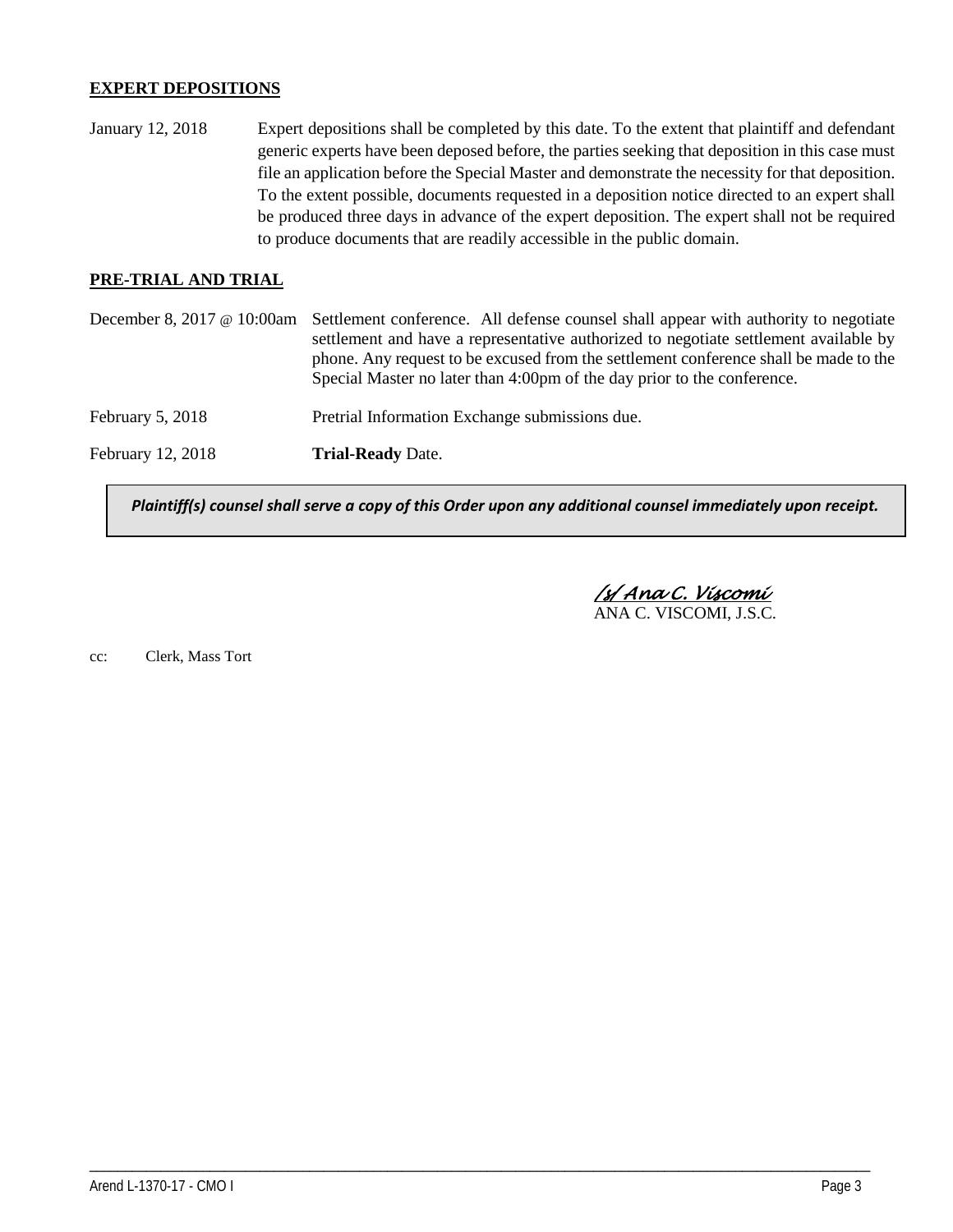**EXPERT DEPOSITIONS**

| | |
|---|---|
| January 12, 2018 | Expert depositions shall be completed by this date. To the extent that plaintiff and defendant generic experts have been deposed before, the parties seeking that deposition in this case must file an application before the Special Master and demonstrate the necessity for that deposition. To the extent possible, documents requested in a deposition notice directed to an expert shall be produced three days in advance of the expert deposition. The expert shall not be required to produce documents that are readily accessible in the public domain. |

**PRE-TRIAL AND TRIAL**

| | |
|---|---|
| December 8, 2017 @ 10:00am | Settlement conference. All defense counsel shall appear with authority to negotiate settlement and have a representative authorized to negotiate settlement available by phone. Any request to be excused from the settlement conference shall be made to the Special Master no later than 4:00pm of the day prior to the conference. |
| February 5, 2018 | Pretrial Information Exchange submissions due. |
| February 12, 2018 | **Trial-Ready** Date. |

***Plaintiff(s) counsel shall serve a copy of this Order upon any additional counsel immediately upon receipt.***

*/s/ Ana C. Viscomi*
ANA C. VISCOMI, J.S.C.

cc: Clerk, Mass Tort